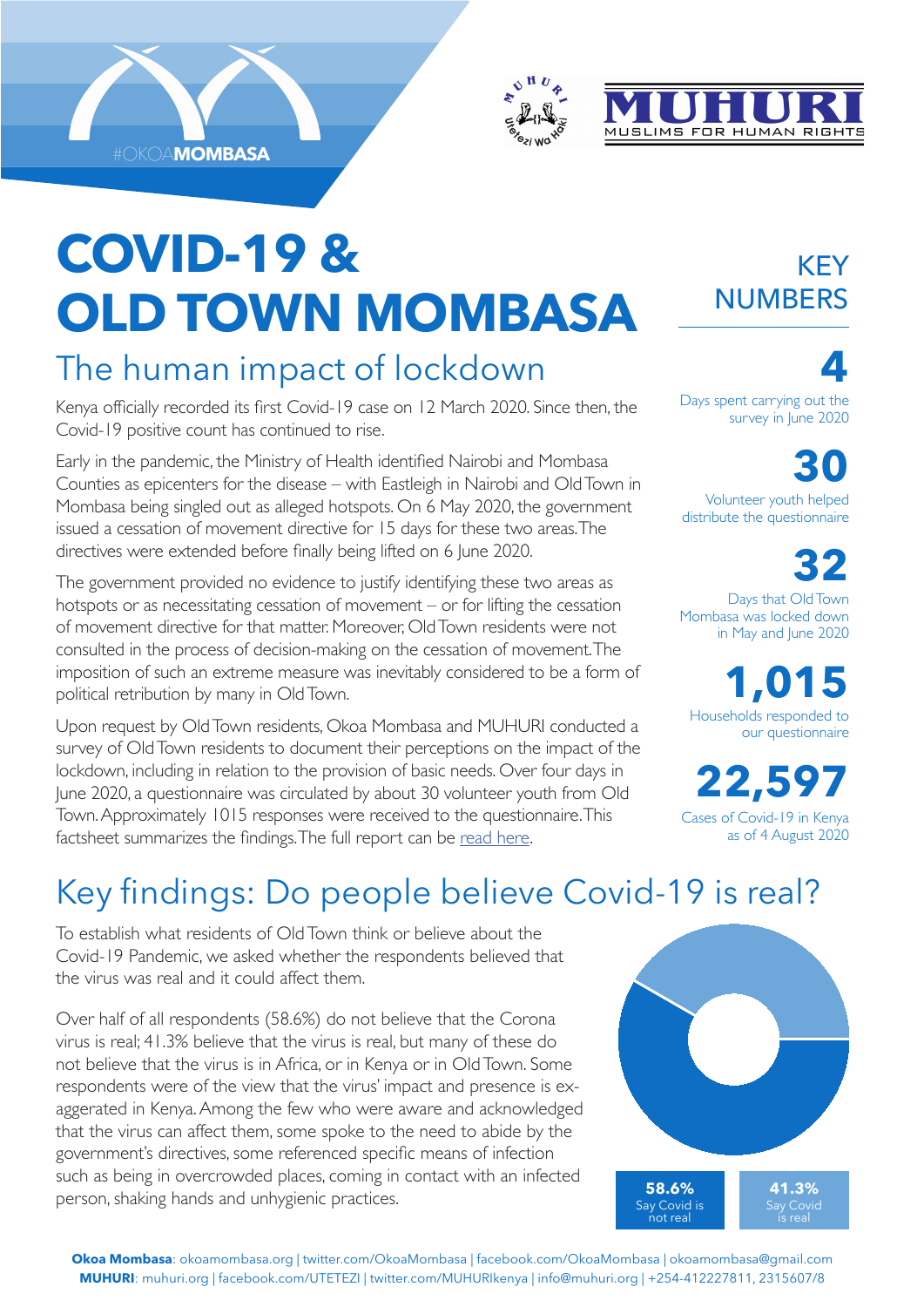#OKOAMOMBASA

MUHURI — MUSLIMS FOR HUMAN RIGHTS

# COVID-19 & OLD TOWN MOMBASA

## The human impact of lockdown

Kenya officially recorded its first Covid-19 case on 12 March 2020. Since then, the Covid-19 positive count has continued to rise.

Early in the pandemic, the Ministry of Health identified Nairobi and Mombasa Counties as epicenters for the disease – with Eastleigh in Nairobi and Old Town in Mombasa being singled out as alleged hotspots. On 6 May 2020, the government issued a cessation of movement directive for 15 days for these two areas. The directives were extended before finally being lifted on 6 June 2020.

The government provided no evidence to justify identifying these two areas as hotspots or as necessitating cessation of movement – or for lifting the cessation of movement directive for that matter. Moreover, Old Town residents were not consulted in the process of decision-making on the cessation of movement. The imposition of such an extreme measure was inevitably considered to be a form of political retribution by many in Old Town.

Upon request by Old Town residents, Okoa Mombasa and MUHURI conducted a survey of Old Town residents to document their perceptions on the impact of the lockdown, including in relation to the provision of basic needs. Over four days in June 2020, a questionnaire was circulated by about 30 volunteer youth from Old Town. Approximately 1015 responses were received to the questionnaire. This factsheet summarizes the findings. The full report can be read here.

### KEY NUMBERS

**4**
Days spent carrying out the survey in June 2020

**30**
Volunteer youth helped distribute the questionnaire

**32**
Days that Old Town Mombasa was locked down in May and June 2020

**1,015**
Households responded to our questionnaire

**22,597**
Cases of Covid-19 in Kenya as of 4 August 2020

## Key findings: Do people believe Covid-19 is real?

To establish what residents of Old Town think or believe about the Covid-19 Pandemic, we asked whether the respondents believed that the virus was real and it could affect them.

Over half of all respondents (58.6%) do not believe that the Corona virus is real; 41.3% believe that the virus is real, but many of these do not believe that the virus is in Africa, or in Kenya or in Old Town. Some respondents were of the view that the virus' impact and presence is exaggerated in Kenya. Among the few who were aware and acknowledged that the virus can affect them, some spoke to the need to abide by the government's directives, some referenced specific means of infection such as being in overcrowded places, coming in contact with an infected person, shaking hands and unhygienic practices.

**58.6%** Say Covid is not real

**41.3%** Say Covid is real

**Okoa Mombasa**: okoamombasa.org | twitter.com/OkoaMombasa | facebook.com/OkoaMombasa | okoamombasa@gmail.com
**MUHURI**: muhuri.org | facebook.com/UTETEZI | twitter.com/MUHURIkenya | info@muhuri.org | +254-412227811, 2315607/8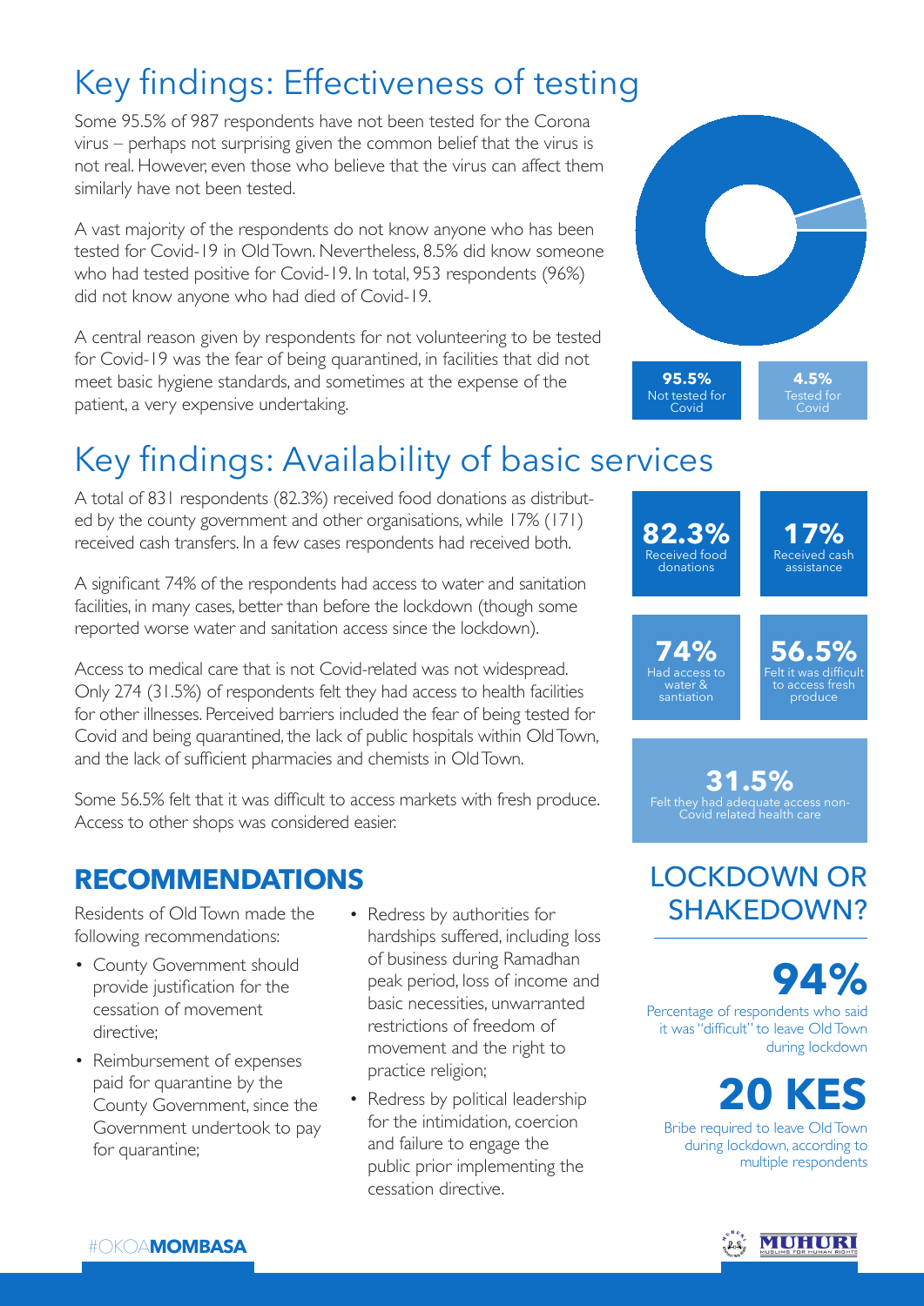# Key findings: Effectiveness of testing

Some 95.5% of 987 respondents have not been tested for the Corona virus – perhaps not surprising given the common belief that the virus is not real. However, even those who believe that the virus can affect them similarly have not been tested.

A vast majority of the respondents do not know anyone who has been tested for Covid-19 in Old Town. Nevertheless, 8.5% did know someone who had tested positive for Covid-19. In total, 953 respondents (96%) did not know anyone who had died of Covid-19.

A central reason given by respondents for not volunteering to be tested for Covid-19 was the fear of being quarantined, in facilities that did not meet basic hygiene standards, and sometimes at the expense of the patient, a very expensive undertaking.

**95.5%** Not tested for Covid

**4.5%** Tested for Covid

# Key findings: Availability of basic services

A total of 831 respondents (82.3%) received food donations as distributed by the county government and other organisations, while 17% (171) received cash transfers. In a few cases respondents had received both.

A significant 74% of the respondents had access to water and sanitation facilities, in many cases, better than before the lockdown (though some reported worse water and sanitation access since the lockdown).

Access to medical care that is not Covid-related was not widespread. Only 274 (31.5%) of respondents felt they had access to health facilities for other illnesses. Perceived barriers included the fear of being tested for Covid and being quarantined, the lack of public hospitals within Old Town, and the lack of sufficient pharmacies and chemists in Old Town.

Some 56.5% felt that it was difficult to access markets with fresh produce. Access to other shops was considered easier.

**82.3%** Received food donations

**17%** Received cash assistance

**74%** Had access to water & santiation

**56.5%** Felt it was difficult to access fresh produce

**31.5%** Felt they had adequate access non-Covid related health care

## RECOMMENDATIONS

Residents of Old Town made the following recommendations:

- County Government should provide justification for the cessation of movement directive;
- Reimbursement of expenses paid for quarantine by the County Government, since the Government undertook to pay for quarantine;
- Redress by authorities for hardships suffered, including loss of business during Ramadhan peak period, loss of income and basic necessities, unwarranted restrictions of freedom of movement and the right to practice religion;
- Redress by political leadership for the intimidation, coercion and failure to engage the public prior implementing the cessation directive.

## LOCKDOWN OR SHAKEDOWN?

**94%**

Percentage of respondents who said it was "difficult" to leave Old Town during lockdown

**20 KES**

Bribe required to leave Old Town during lockdown, according to multiple respondents

#OKOA**MOMBASA**

MUHURI – MUSLIMS FOR HUMAN RIGHTS